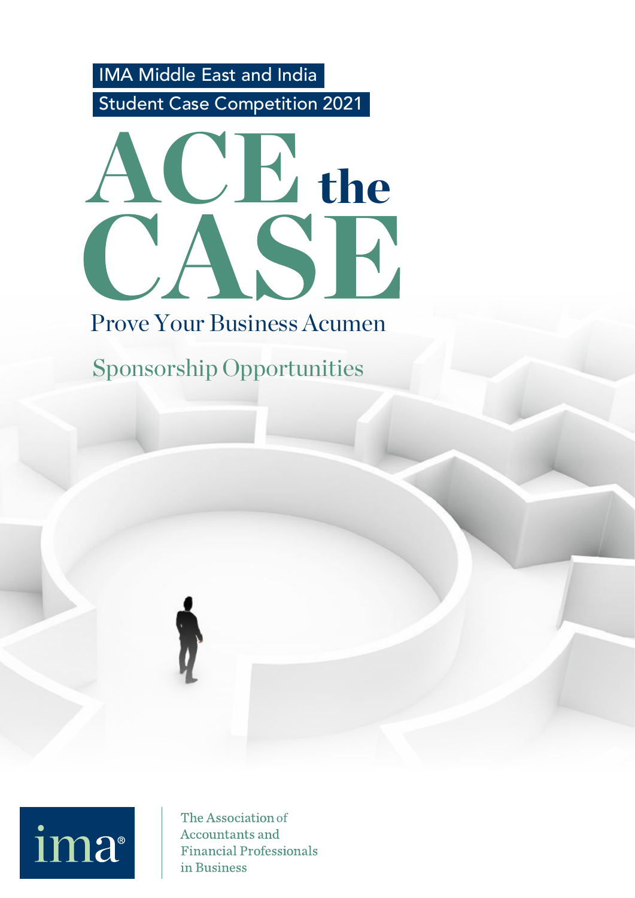IMA Middle East and India

Student Case Competition 2021

# ACE the CASE

Prove Your Business Acumen

## Sponsorship Opportunities

ima®

The Association of Accountants and Financial Professionals in Business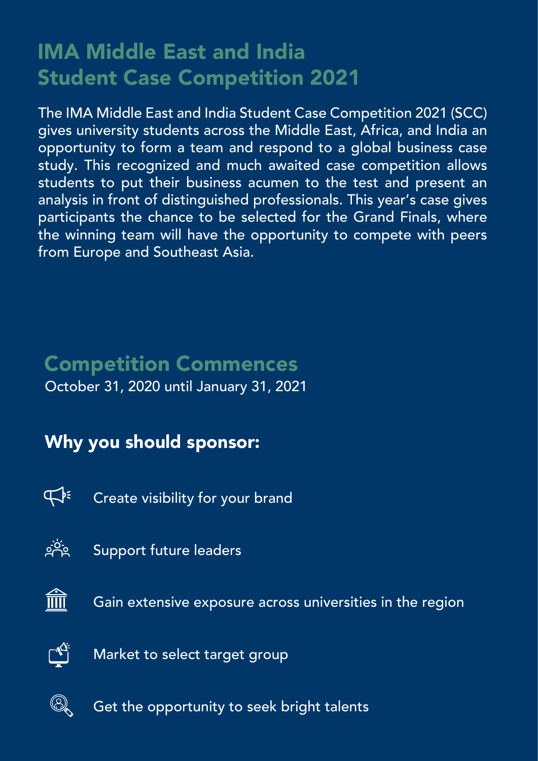# IMA Middle East and India Student Case Competition 2021

The IMA Middle East and India Student Case Competition 2021 (SCC) gives university students across the Middle East, Africa, and India an opportunity to form a team and respond to a global business case study. This recognized and much awaited case competition allows students to put their business acumen to the test and present an analysis in front of distinguished professionals. This year's case gives participants the chance to be selected for the Grand Finals, where the winning team will have the opportunity to compete with peers from Europe and Southeast Asia.

## Competition Commences

October 31, 2020 until January 31, 2021

## Why you should sponsor:

- Create visibility for your brand
- Support future leaders
- Gain extensive exposure across universities in the region
- Market to select target group
- Get the opportunity to seek bright talents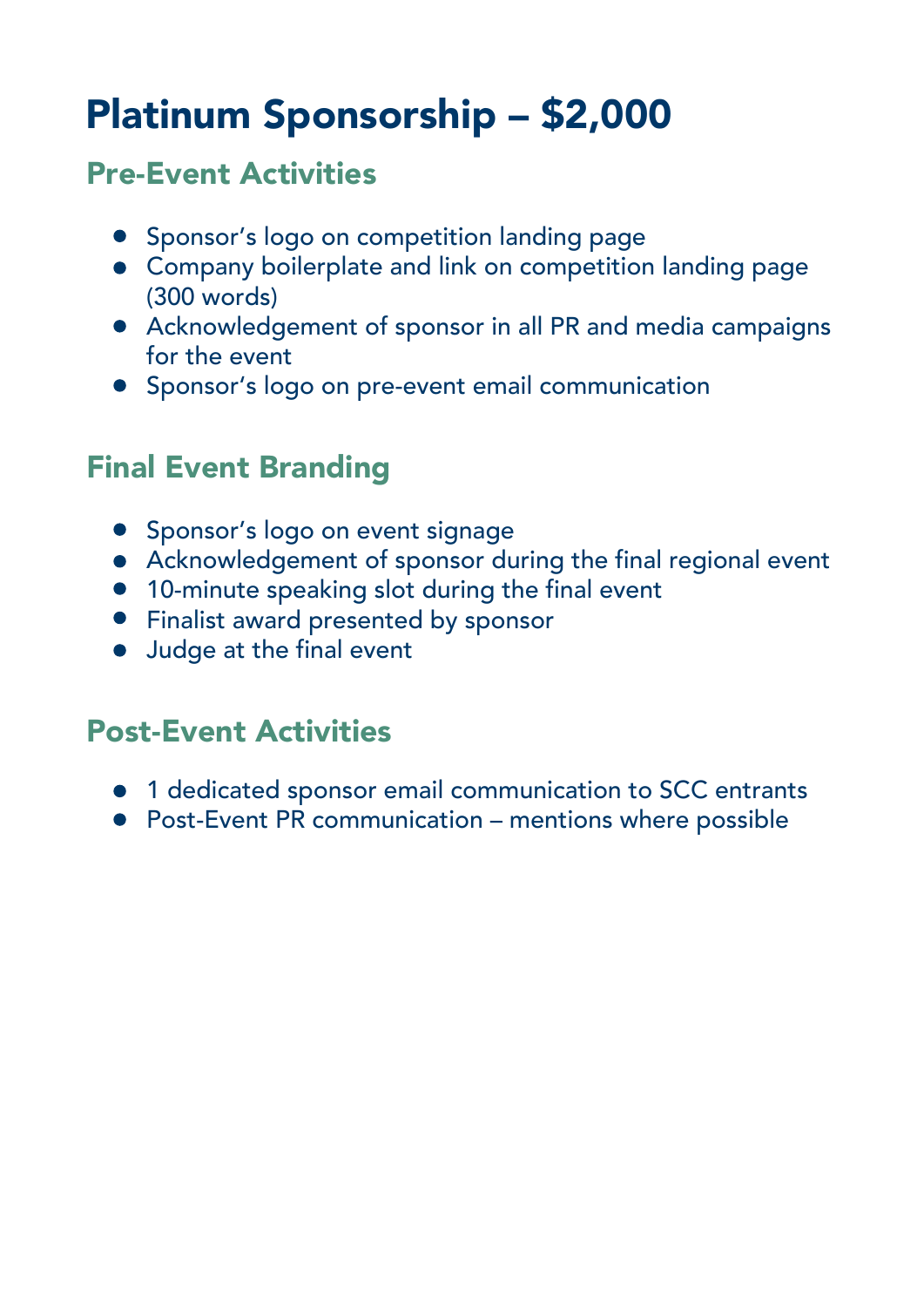# Platinum Sponsorship – $2,000

## Pre-Event Activities

- Sponsor's logo on competition landing page
- Company boilerplate and link on competition landing page (300 words)
- Acknowledgement of sponsor in all PR and media campaigns for the event
- Sponsor's logo on pre-event email communication

## Final Event Branding

- Sponsor's logo on event signage
- Acknowledgement of sponsor during the final regional event
- 10-minute speaking slot during the final event
- Finalist award presented by sponsor
- Judge at the final event

## Post-Event Activities

- 1 dedicated sponsor email communication to SCC entrants
- Post-Event PR communication – mentions where possible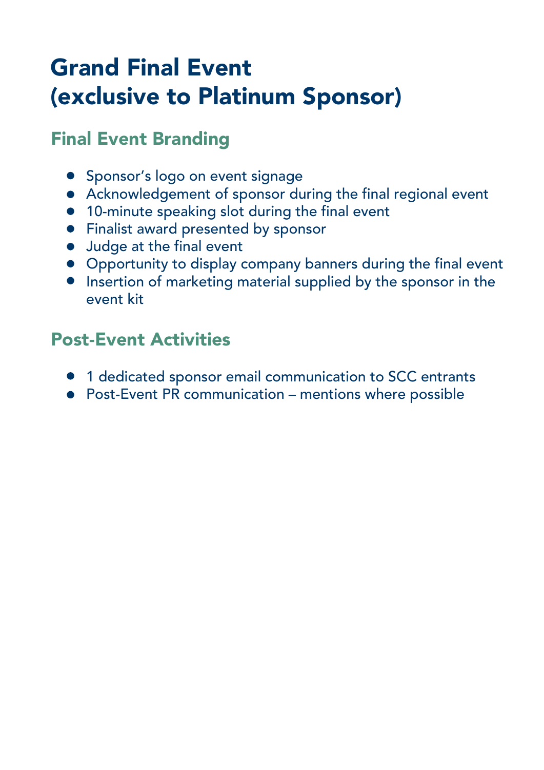# Grand Final Event (exclusive to Platinum Sponsor)

## Final Event Branding

- Sponsor's logo on event signage
- Acknowledgement of sponsor during the final regional event
- 10-minute speaking slot during the final event
- Finalist award presented by sponsor
- Judge at the final event
- Opportunity to display company banners during the final event
- Insertion of marketing material supplied by the sponsor in the event kit

## Post-Event Activities

- 1 dedicated sponsor email communication to SCC entrants
- Post-Event PR communication – mentions where possible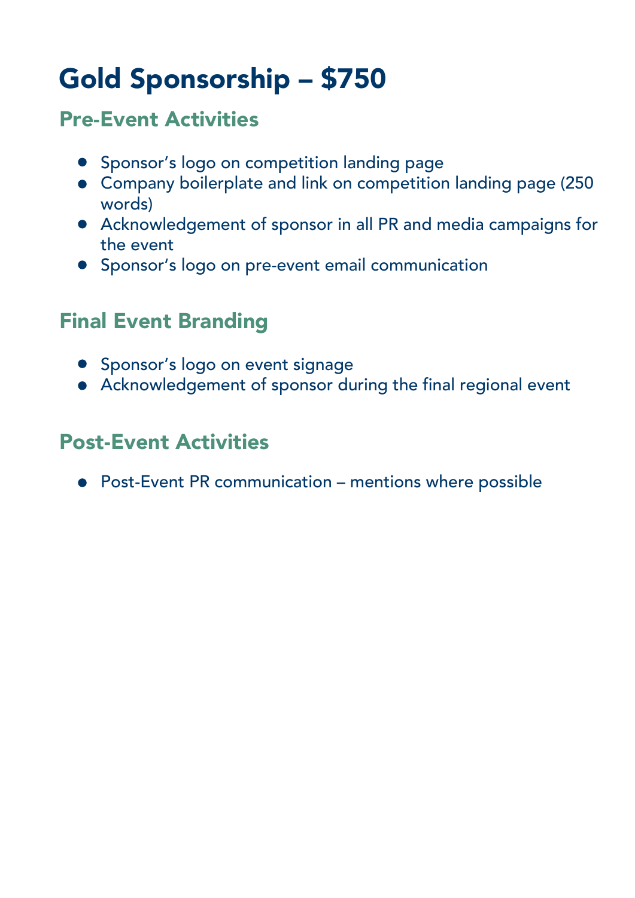# Gold Sponsorship – $750

## Pre-Event Activities

- Sponsor's logo on competition landing page
- Company boilerplate and link on competition landing page (250 words)
- Acknowledgement of sponsor in all PR and media campaigns for the event
- Sponsor's logo on pre-event email communication

## Final Event Branding

- Sponsor's logo on event signage
- Acknowledgement of sponsor during the final regional event

## Post-Event Activities

- Post-Event PR communication – mentions where possible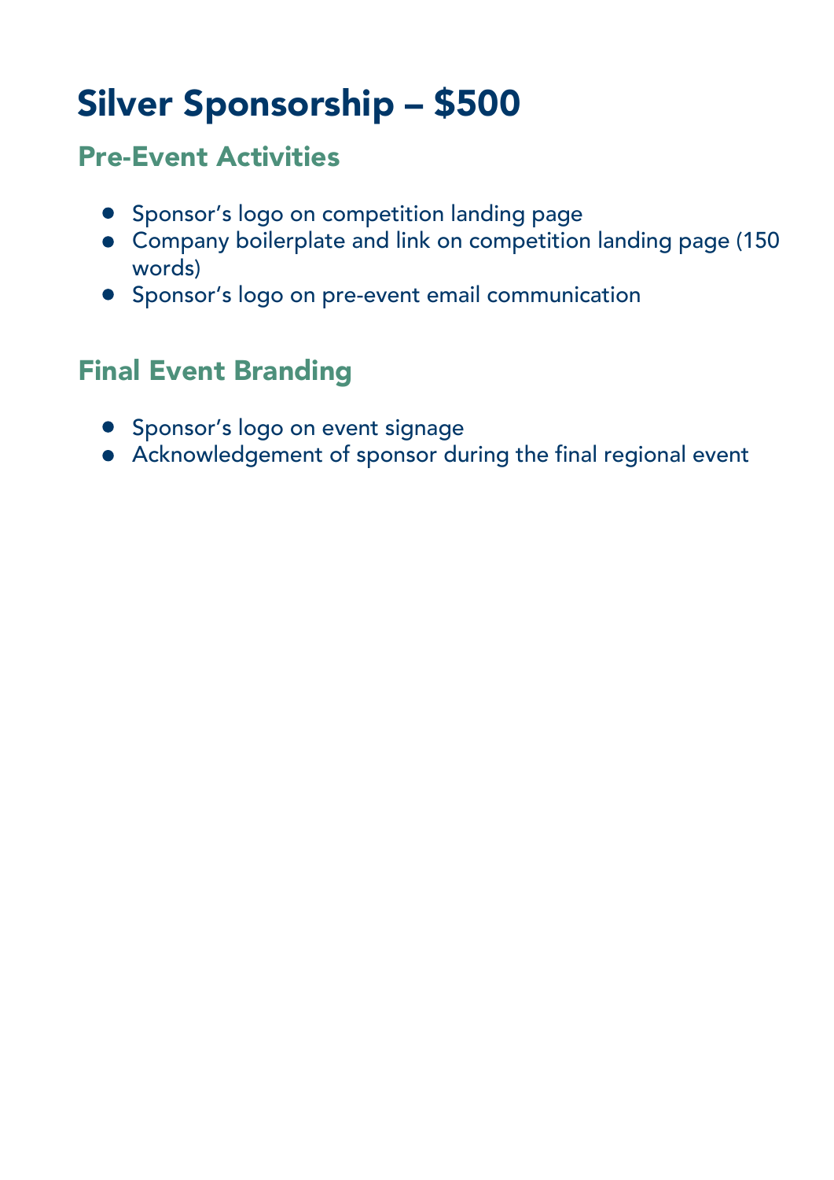# Silver Sponsorship – $500

## Pre-Event Activities

- Sponsor's logo on competition landing page
- Company boilerplate and link on competition landing page (150 words)
- Sponsor's logo on pre-event email communication

## Final Event Branding

- Sponsor's logo on event signage
- Acknowledgement of sponsor during the final regional event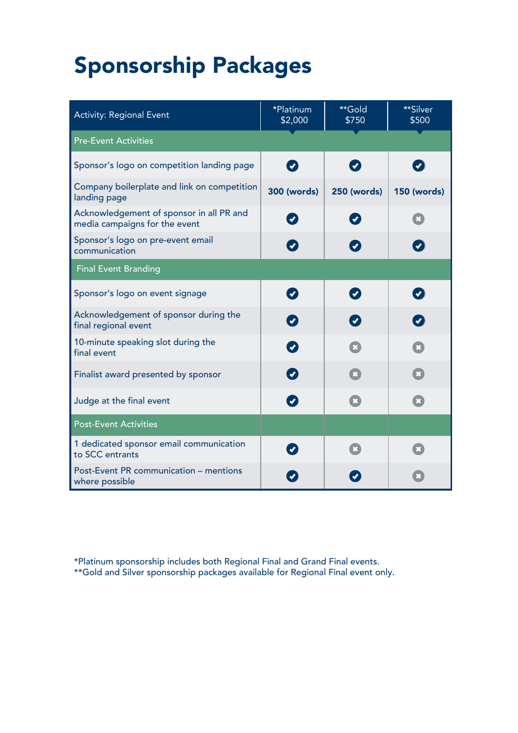# Sponsorship Packages

| Activity: Regional Event | *Platinum $2,000 | **Gold $750 | **Silver $500 |
|---|---|---|---|
| **Pre-Event Activities** | | | |
| Sponsor's logo on competition landing page | ✔ | ✔ | ✔ |
| Company boilerplate and link on competition landing page | **300 (words)** | **250 (words)** | **150 (words)** |
| Acknowledgement of sponsor in all PR and media campaigns for the event | ✔ | ✔ | ✖ |
| Sponsor's logo on pre-event email communication | ✔ | ✔ | ✔ |
| **Final Event Branding** | | | |
| Sponsor's logo on event signage | ✔ | ✔ | ✔ |
| Acknowledgement of sponsor during the final regional event | ✔ | ✔ | ✔ |
| 10-minute speaking slot during the final event | ✔ | ✖ | ✖ |
| Finalist award presented by sponsor | ✔ | ✖ | ✖ |
| Judge at the final event | ✔ | ✖ | ✖ |
| **Post-Event Activities** | | | |
| 1 dedicated sponsor email communication to SCC entrants | ✔ | ✖ | ✖ |
| Post-Event PR communication – mentions where possible | ✔ | ✔ | ✖ |

*Platinum sponsorship includes both Regional Final and Grand Final events.
**Gold and Silver sponsorship packages available for Regional Final event only.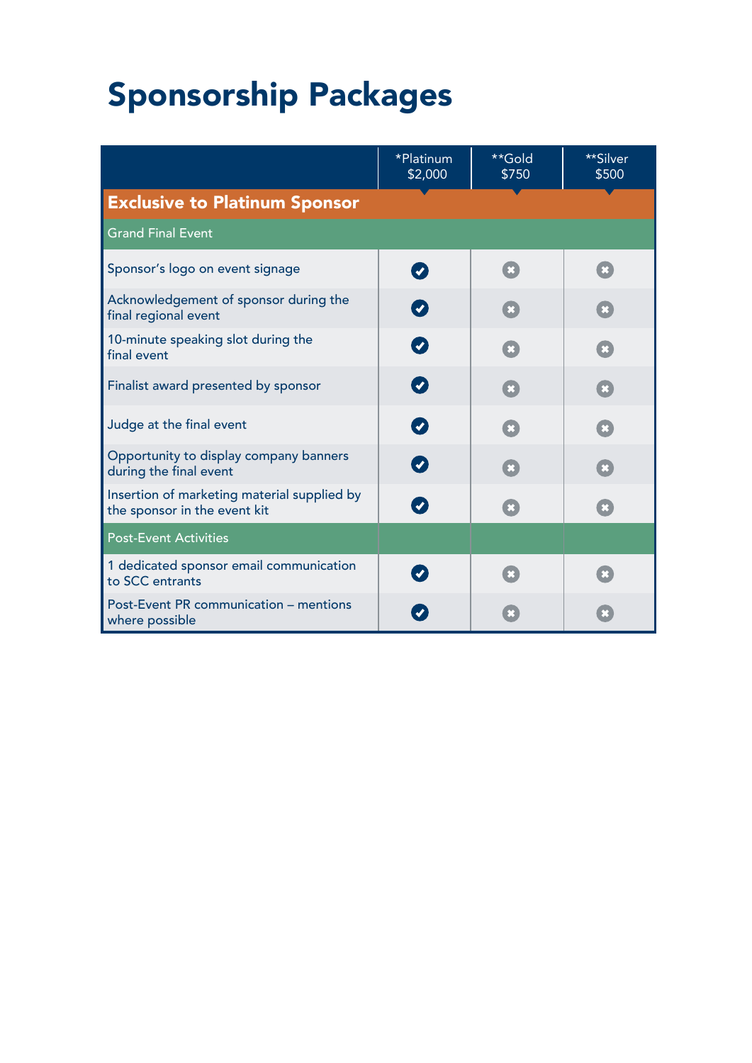# Sponsorship Packages

| | *Platinum $2,000 | **Gold $750 | **Silver $500 |
|---|---|---|---|
| **Exclusive to Platinum Sponsor** | | | |
| Grand Final Event | | | |
| Sponsor's logo on event signage | ✔ | ✖ | ✖ |
| Acknowledgement of sponsor during the final regional event | ✔ | ✖ | ✖ |
| 10-minute speaking slot during the final event | ✔ | ✖ | ✖ |
| Finalist award presented by sponsor | ✔ | ✖ | ✖ |
| Judge at the final event | ✔ | ✖ | ✖ |
| Opportunity to display company banners during the final event | ✔ | ✖ | ✖ |
| Insertion of marketing material supplied by the sponsor in the event kit | ✔ | ✖ | ✖ |
| Post-Event Activities | | | |
| 1 dedicated sponsor email communication to SCC entrants | ✔ | ✖ | ✖ |
| Post-Event PR communication – mentions where possible | ✔ | ✖ | ✖ |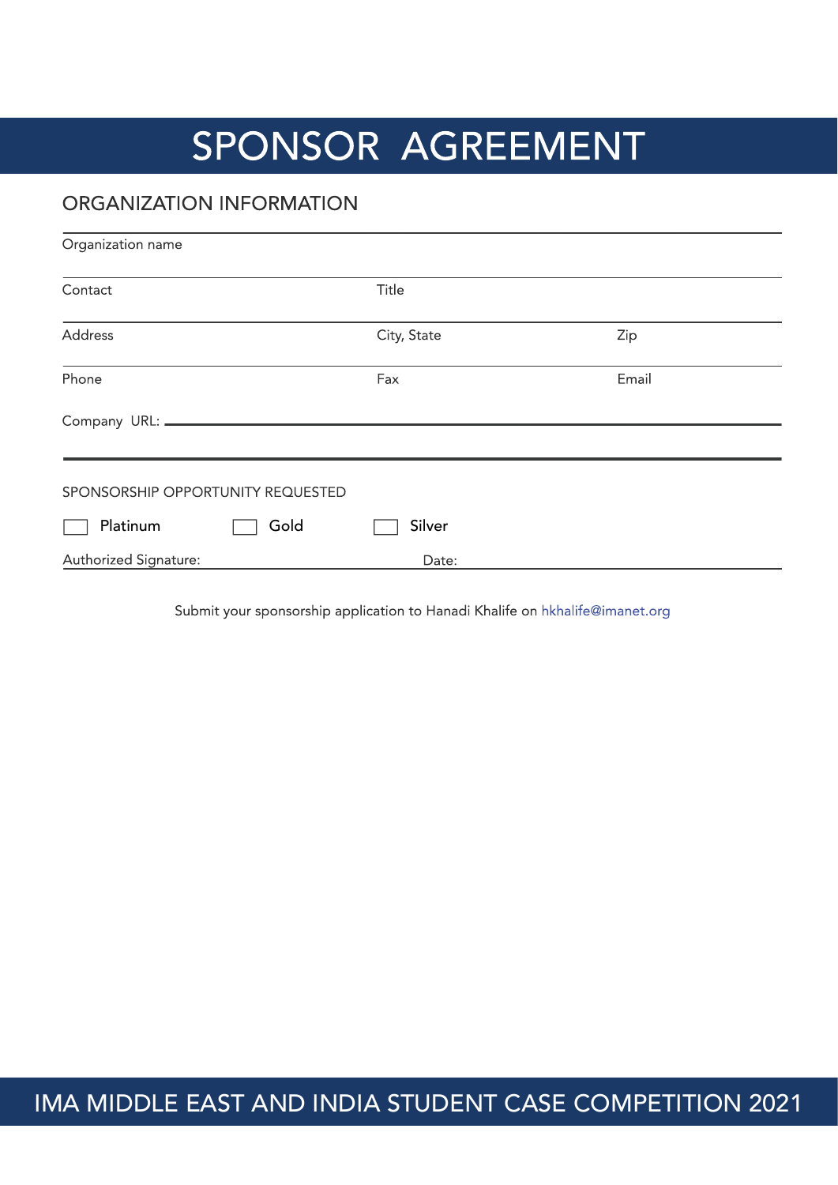# SPONSOR AGREEMENT

## ORGANIZATION INFORMATION

Organization name

| Contact | Title | |
|---|---|---|
| Address | City, State | Zip |
| Phone | Fax | Email |

Company URL: ______________________

SPONSORSHIP OPPORTUNITY REQUESTED

☐ Platinum ☐ Gold ☐ Silver

Authorized Signature: ______________________ Date: ______________________

Submit your sponsorship application to Hanadi Khalife on hkhalife@imanet.org

IMA MIDDLE EAST AND INDIA STUDENT CASE COMPETITION 2021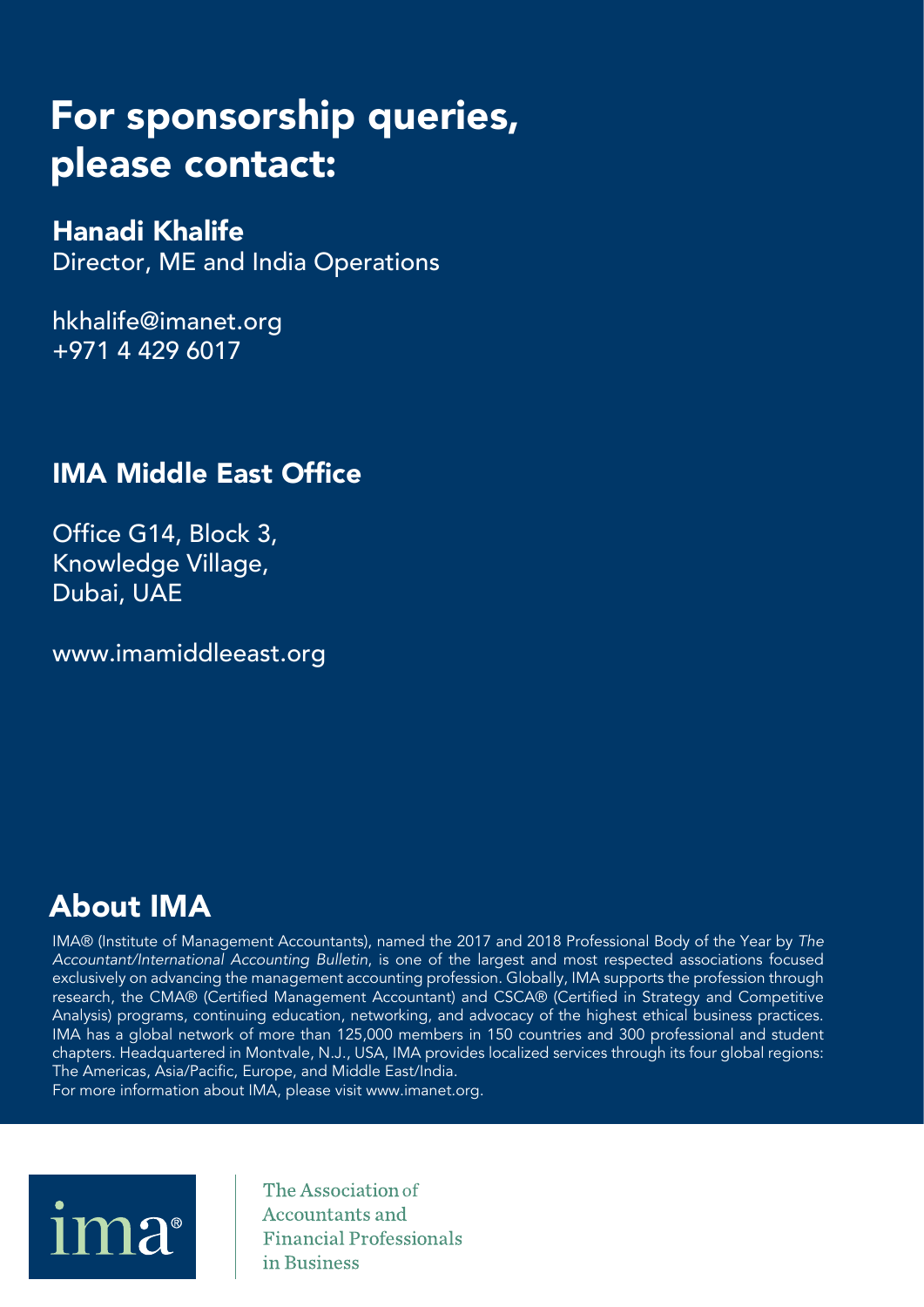# For sponsorship queries, please contact:

**Hanadi Khalife**
Director, ME and India Operations

hkhalife@imanet.org
+971 4 429 6017

## IMA Middle East Office

Office G14, Block 3,
Knowledge Village,
Dubai, UAE

www.imamiddleeast.org

## About IMA

IMA® (Institute of Management Accountants), named the 2017 and 2018 Professional Body of the Year by *The Accountant/International Accounting Bulletin*, is one of the largest and most respected associations focused exclusively on advancing the management accounting profession. Globally, IMA supports the profession through research, the CMA® (Certified Management Accountant) and CSCA® (Certified in Strategy and Competitive Analysis) programs, continuing education, networking, and advocacy of the highest ethical business practices. IMA has a global network of more than 125,000 members in 150 countries and 300 professional and student chapters. Headquartered in Montvale, N.J., USA, IMA provides localized services through its four global regions: The Americas, Asia/Pacific, Europe, and Middle East/India.
For more information about IMA, please visit www.imanet.org.

ima®

The Association of
Accountants and
Financial Professionals
in Business